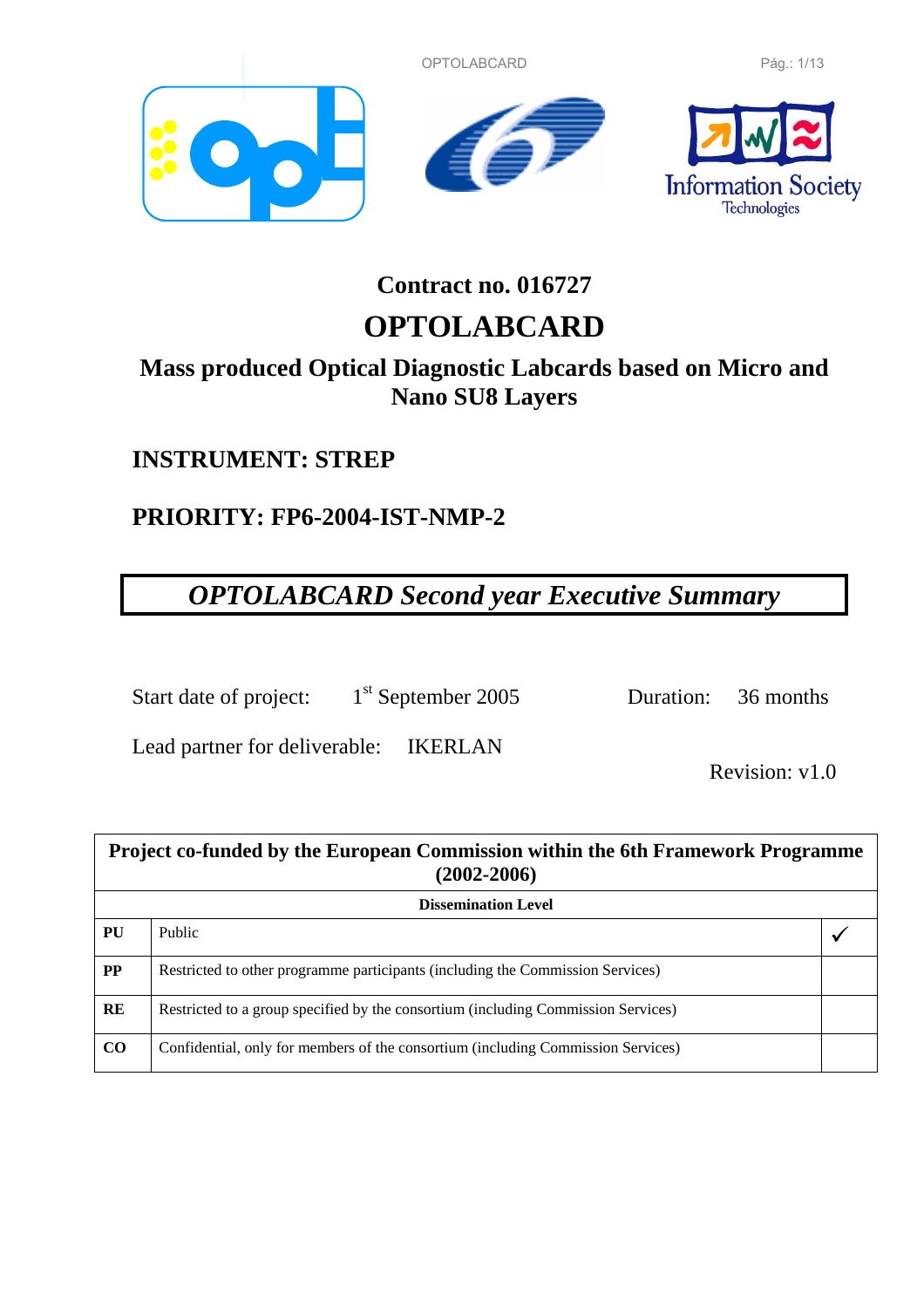# Contract no. 016727

# OPTOLABCARD

## Mass produced Optical Diagnostic Labcards based on Micro and Nano SU8 Layers

**INSTRUMENT: STREP**

**PRIORITY: FP6-2004-IST-NMP-2**

***OPTOLABCARD Second year Executive Summary***

Start date of project: 1st September 2005 Duration: 36 months

Lead partner for deliverable: IKERLAN

Revision: v1.0

| **Project co-funded by the European Commission within the 6th Framework Programme (2002-2006)** | | |
|---|---|---|
| **Dissemination Level** | | |
| **PU** | Public | ✓ |
| **PP** | Restricted to other programme participants (including the Commission Services) | |
| **RE** | Restricted to a group specified by the consortium (including Commission Services) | |
| **CO** | Confidential, only for members of the consortium (including Commission Services) | |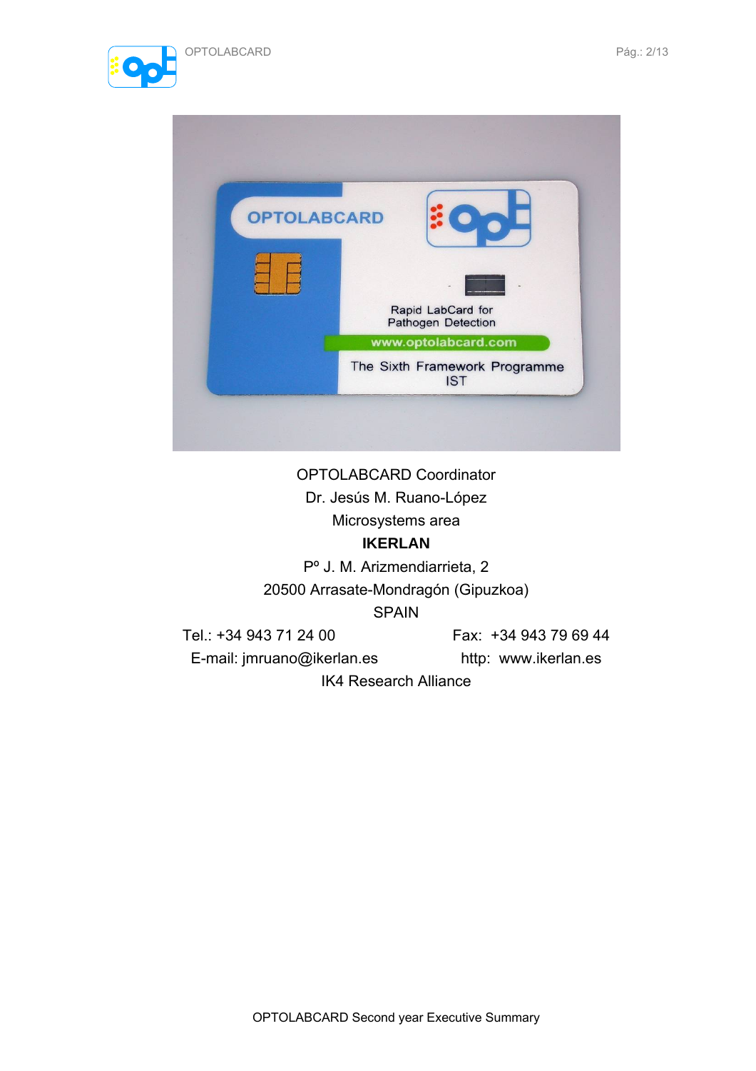OPTOLABCARD Coordinator

Dr. Jesús M. Ruano-López

Microsystems area

**IKERLAN**

Pº J. M. Arizmendiarrieta, 2

20500 Arrasate-Mondragón (Gipuzkoa)

SPAIN

Tel.: +34 943 71 24 00 Fax: +34 943 79 69 44

E-mail: jmruano@ikerlan.es http: www.ikerlan.es

IK4 Research Alliance

OPTOLABCARD Second year Executive Summary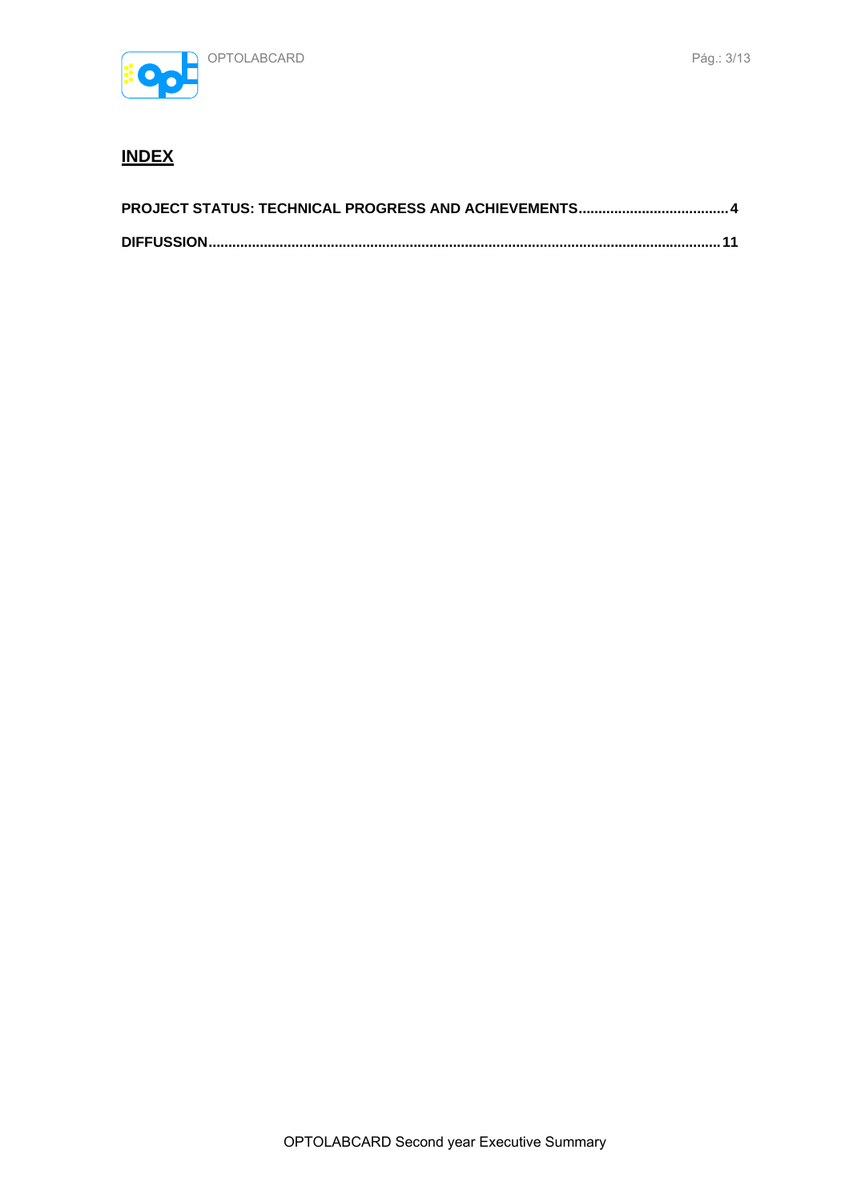## INDEX

**PROJECT STATUS: TECHNICAL PROGRESS AND ACHIEVEMENTS......................................4**

**DIFFUSSION................................................................................................................................11**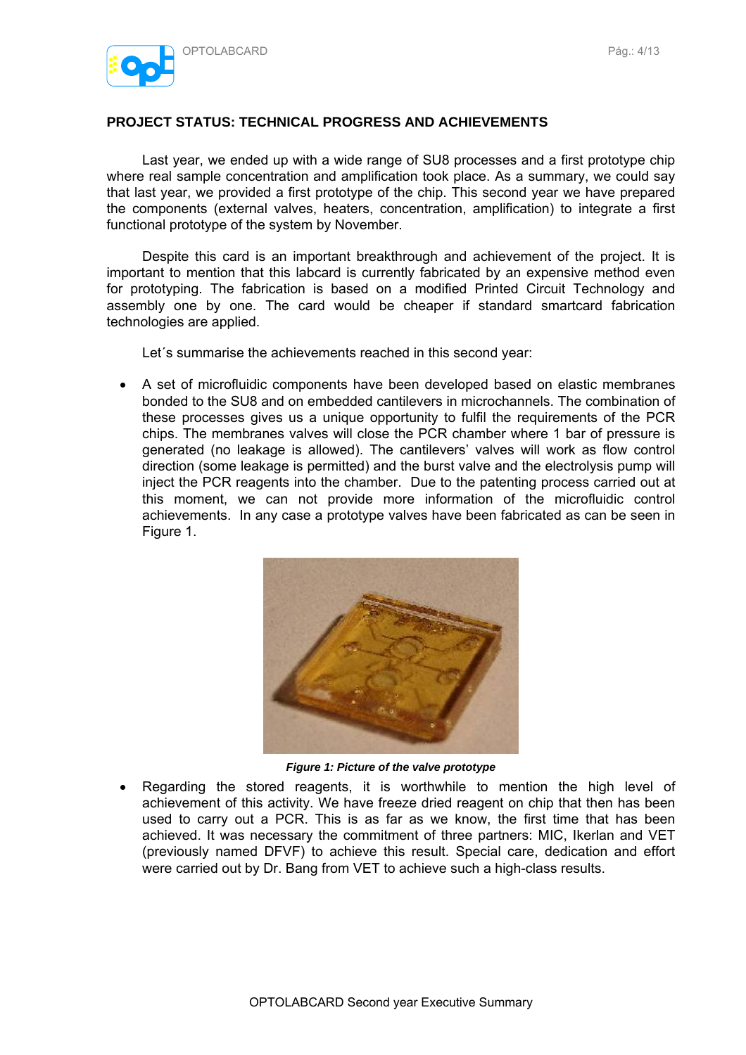**PROJECT STATUS: TECHNICAL PROGRESS AND ACHIEVEMENTS**

Last year, we ended up with a wide range of SU8 processes and a first prototype chip where real sample concentration and amplification took place. As a summary, we could say that last year, we provided a first prototype of the chip. This second year we have prepared the components (external valves, heaters, concentration, amplification) to integrate a first functional prototype of the system by November.

Despite this card is an important breakthrough and achievement of the project. It is important to mention that this labcard is currently fabricated by an expensive method even for prototyping. The fabrication is based on a modified Printed Circuit Technology and assembly one by one. The card would be cheaper if standard smartcard fabrication technologies are applied.

Let´s summarise the achievements reached in this second year:

- A set of microfluidic components have been developed based on elastic membranes bonded to the SU8 and on embedded cantilevers in microchannels. The combination of these processes gives us a unique opportunity to fulfil the requirements of the PCR chips. The membranes valves will close the PCR chamber where 1 bar of pressure is generated (no leakage is allowed). The cantilevers' valves will work as flow control direction (some leakage is permitted) and the burst valve and the electrolysis pump will inject the PCR reagents into the chamber. Due to the patenting process carried out at this moment, we can not provide more information of the microfluidic control achievements. In any case a prototype valves have been fabricated as can be seen in Figure 1.

***Figure 1: Picture of the valve prototype***

- Regarding the stored reagents, it is worthwhile to mention the high level of achievement of this activity. We have freeze dried reagent on chip that then has been used to carry out a PCR. This is as far as we know, the first time that has been achieved. It was necessary the commitment of three partners: MIC, Ikerlan and VET (previously named DFVF) to achieve this result. Special care, dedication and effort were carried out by Dr. Bang from VET to achieve such a high-class results.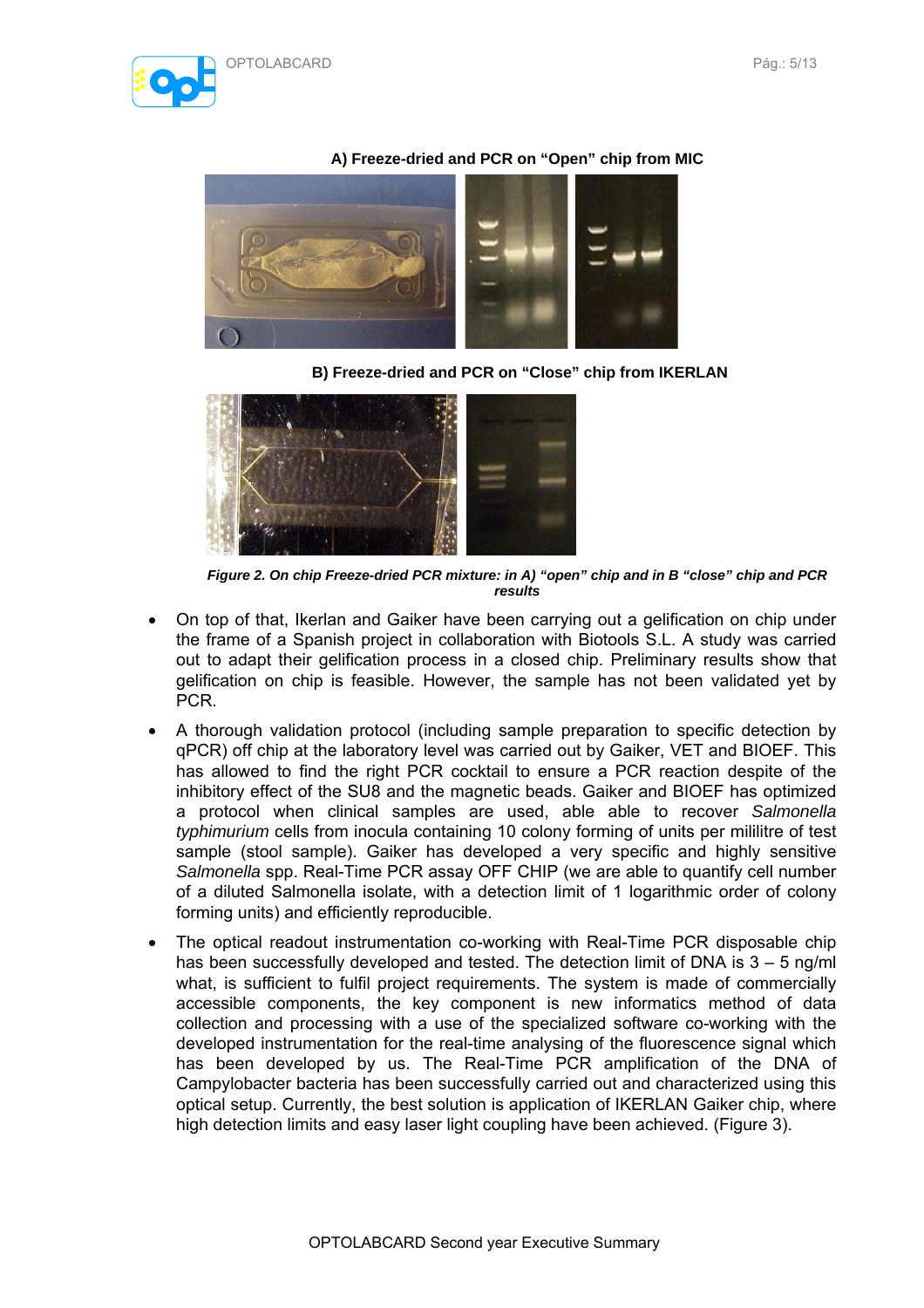**A) Freeze-dried and PCR on "Open" chip from MIC**

**B) Freeze-dried and PCR on "Close" chip from IKERLAN**

***Figure 2. On chip Freeze-dried PCR mixture: in A) "open" chip and in B "close" chip and PCR results***

- On top of that, Ikerlan and Gaiker have been carrying out a gelification on chip under the frame of a Spanish project in collaboration with Biotools S.L. A study was carried out to adapt their gelification process in a closed chip. Preliminary results show that gelification on chip is feasible. However, the sample has not been validated yet by PCR.
- A thorough validation protocol (including sample preparation to specific detection by qPCR) off chip at the laboratory level was carried out by Gaiker, VET and BIOEF. This has allowed to find the right PCR cocktail to ensure a PCR reaction despite of the inhibitory effect of the SU8 and the magnetic beads. Gaiker and BIOEF has optimized a protocol when clinical samples are used, able able to recover *Salmonella typhimurium* cells from inocula containing 10 colony forming of units per mililitre of test sample (stool sample). Gaiker has developed a very specific and highly sensitive *Salmonella* spp. Real-Time PCR assay OFF CHIP (we are able to quantify cell number of a diluted Salmonella isolate, with a detection limit of 1 logarithmic order of colony forming units) and efficiently reproducible.
- The optical readout instrumentation co-working with Real-Time PCR disposable chip has been successfully developed and tested. The detection limit of DNA is 3 – 5 ng/ml what, is sufficient to fulfil project requirements. The system is made of commercially accessible components, the key component is new informatics method of data collection and processing with a use of the specialized software co-working with the developed instrumentation for the real-time analysing of the fluorescence signal which has been developed by us. The Real-Time PCR amplification of the DNA of Campylobacter bacteria has been successfully carried out and characterized using this optical setup. Currently, the best solution is application of IKERLAN Gaiker chip, where high detection limits and easy laser light coupling have been achieved. (Figure 3).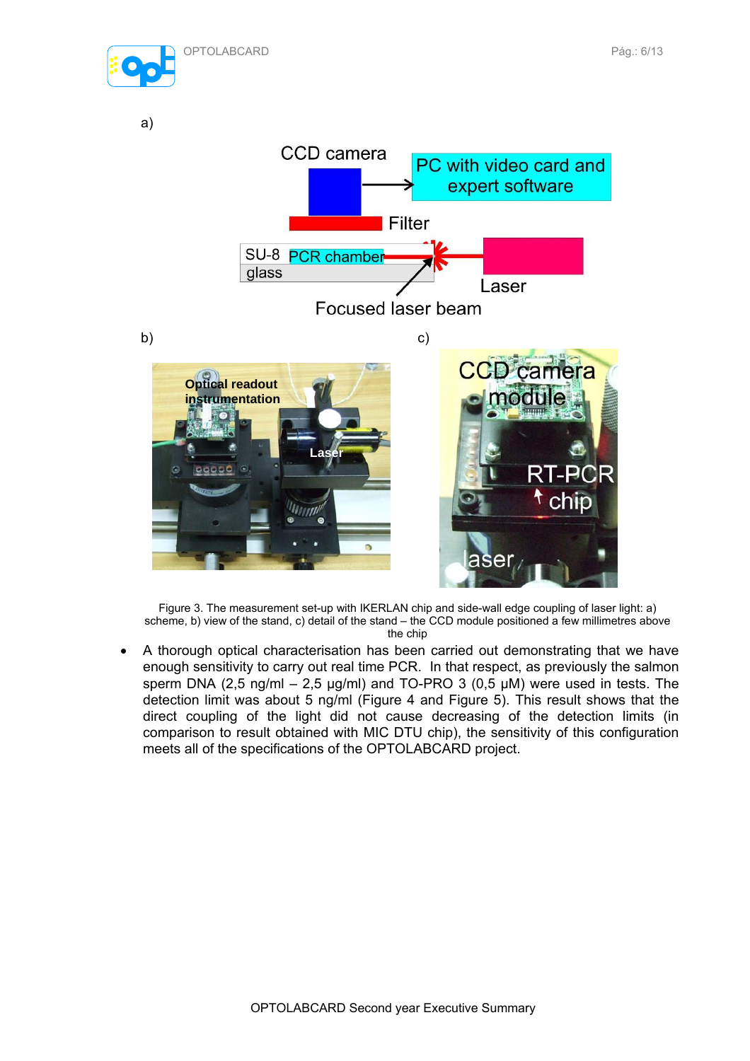a)

CCD camera

PC with video card and expert software

Filter

SU-8 PCR chamber

glass

Laser

Focused laser beam

b)

Optical readout instrumentation

Laser

c)

CCD camera module

RT-PCR chip

laser

Figure 3. The measurement set-up with IKERLAN chip and side-wall edge coupling of laser light: a) scheme, b) view of the stand, c) detail of the stand – the CCD module positioned a few millimetres above the chip

- A thorough optical characterisation has been carried out demonstrating that we have enough sensitivity to carry out real time PCR. In that respect, as previously the salmon sperm DNA (2,5 ng/ml – 2,5 µg/ml) and TO-PRO 3 (0,5 µM) were used in tests. The detection limit was about 5 ng/ml (Figure 4 and Figure 5). This result shows that the direct coupling of the light did not cause decreasing of the detection limits (in comparison to result obtained with MIC DTU chip), the sensitivity of this configuration meets all of the specifications of the OPTOLABCARD project.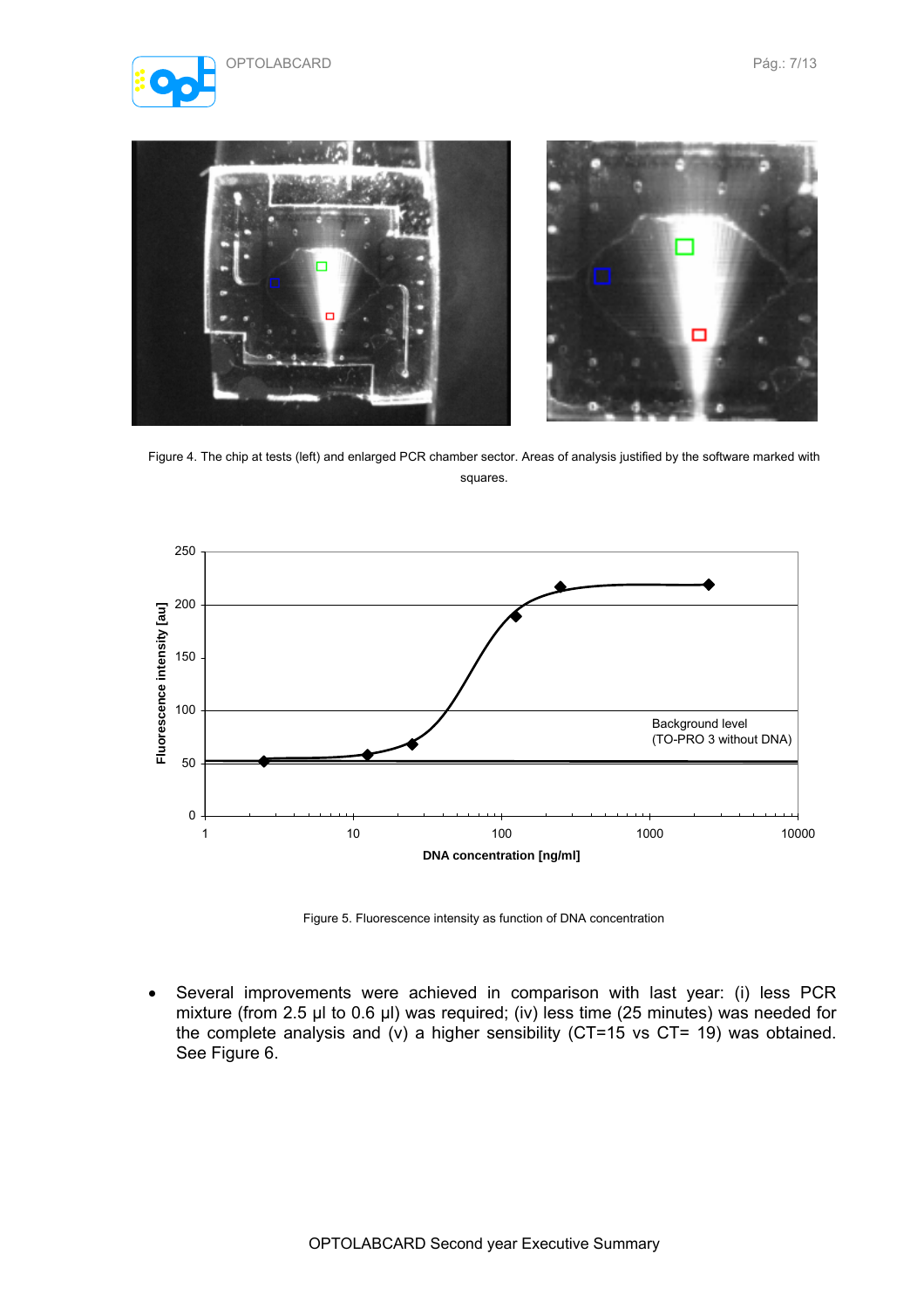Figure 4. The chip at tests (left) and enlarged PCR chamber sector. Areas of analysis justified by the software marked with squares.

Figure 5. Fluorescence intensity as function of DNA concentration

- Several improvements were achieved in comparison with last year: (i) less PCR mixture (from 2.5 µl to 0.6 µl) was required; (iv) less time (25 minutes) was needed for the complete analysis and (v) a higher sensibility (CT=15 vs CT= 19) was obtained. See Figure 6.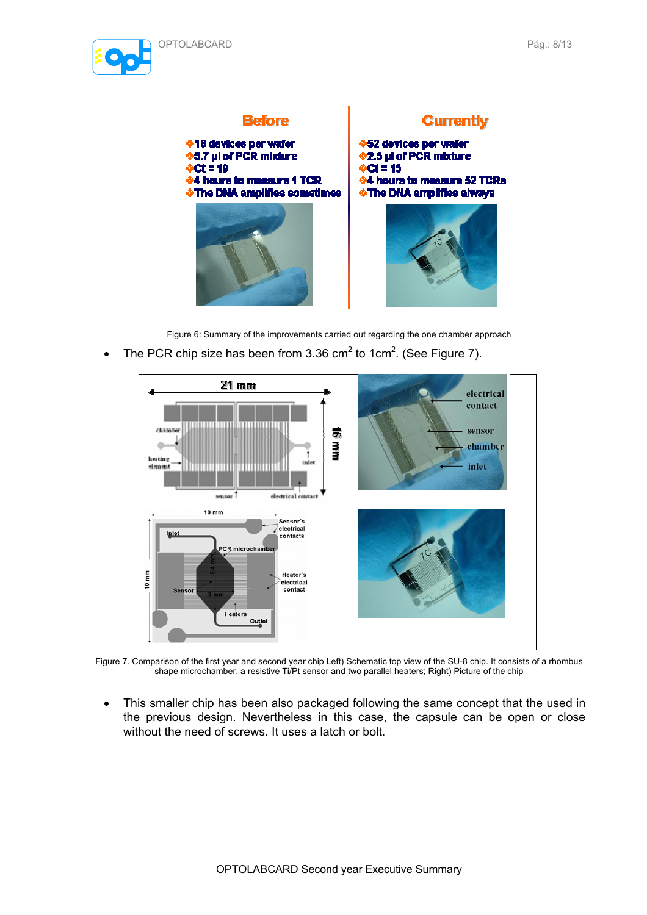| Before | Currently |
|---|---|
| 16 devices per wafer | 52 devices per wafer |
| 5.7 µl of PCR mixture | 2.5 µl of PCR mixture |
| Ct = 19 | Ct = 15 |
| 4 hours to measure 1 TCR | 4 hours to measure 52 TCRs |
| The DNA amplifies sometimes | The DNA amplifies always |

Figure 6: Summary of the improvements carried out regarding the one chamber approach

- The PCR chip size has been from 3.36 $cm^2$ to 1$cm^2$. (See Figure 7).

Figure 7. Comparison of the first year and second year chip Left) Schematic top view of the SU-8 chip. It consists of a rhombus shape microchamber, a resistive Ti/Pt sensor and two parallel heaters; Right) Picture of the chip

- This smaller chip has been also packaged following the same concept that the used in the previous design. Nevertheless in this case, the capsule can be open or close without the need of screws. It uses a latch or bolt.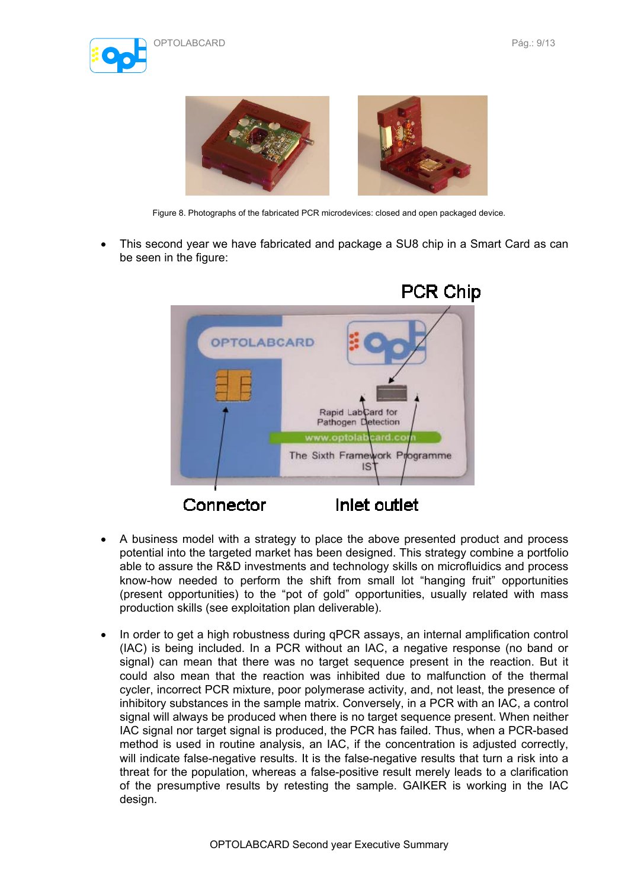Figure 8. Photographs of the fabricated PCR microdevices: closed and open packaged device.

- This second year we have fabricated and package a SU8 chip in a Smart Card as can be seen in the figure:

- A business model with a strategy to place the above presented product and process potential into the targeted market has been designed. This strategy combine a portfolio able to assure the R&D investments and technology skills on microfluidics and process know-how needed to perform the shift from small lot "hanging fruit" opportunities (present opportunities) to the "pot of gold" opportunities, usually related with mass production skills (see exploitation plan deliverable).

- In order to get a high robustness during qPCR assays, an internal amplification control (IAC) is being included. In a PCR without an IAC, a negative response (no band or signal) can mean that there was no target sequence present in the reaction. But it could also mean that the reaction was inhibited due to malfunction of the thermal cycler, incorrect PCR mixture, poor polymerase activity, and, not least, the presence of inhibitory substances in the sample matrix. Conversely, in a PCR with an IAC, a control signal will always be produced when there is no target sequence present. When neither IAC signal nor target signal is produced, the PCR has failed. Thus, when a PCR-based method is used in routine analysis, an IAC, if the concentration is adjusted correctly, will indicate false-negative results. It is the false-negative results that turn a risk into a threat for the population, whereas a false-positive result merely leads to a clarification of the presumptive results by retesting the sample. GAIKER is working in the IAC design.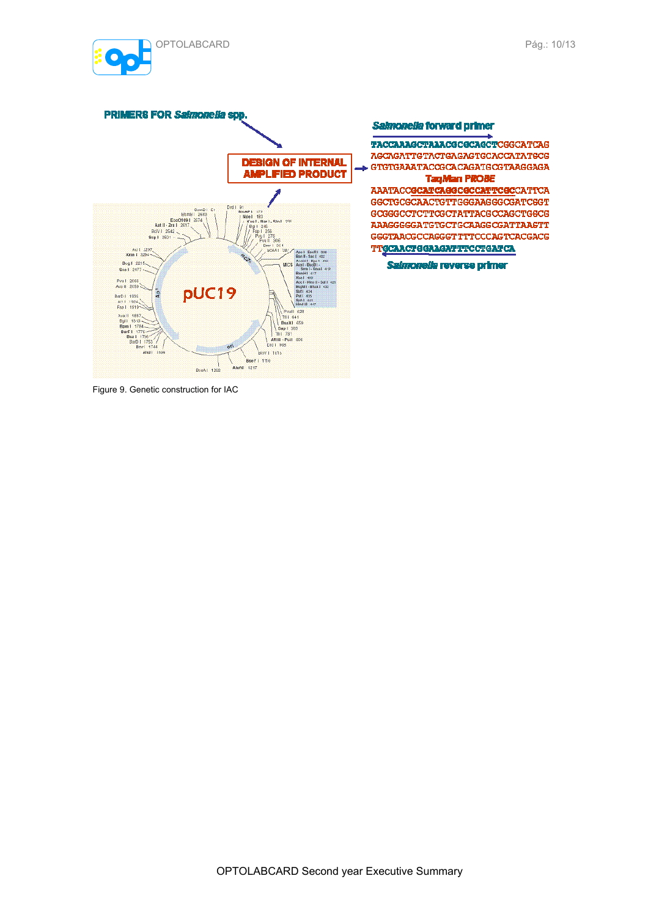**PRIMERS FOR *Salmonella* spp.**

**DESIGN OF INTERNAL AMPLIFIED PRODUCT**

***Salmonella* forward primer**

TACCAAAAGCTAAACGCGCAGCTCGGCATCAG
AGCAGATTGTACTGAGAGTGCACCATATGCG
GTGTGAAATACCGCACAGATGCGTAAGGAGA

**TaqMan PROBE**

AAATACCGCATCAGGCGCCATTCGCCATTCA
GGCTGCGCAACTGTTGGGAAGGGCGATCGGT
GCGGGCCTCTTCGCTATTACGCCAGCTGGCG
AAAGGGGGATGTGCTGCAAGGCGATTAAGTT
GGGTAACGCCAGGGTTTTCCCAGTCACGACG
TTGCAACTGGAAGATTTCCTGATCA

***Salmonella* reverse primer**

pUC19

Figure 9. Genetic construction for IAC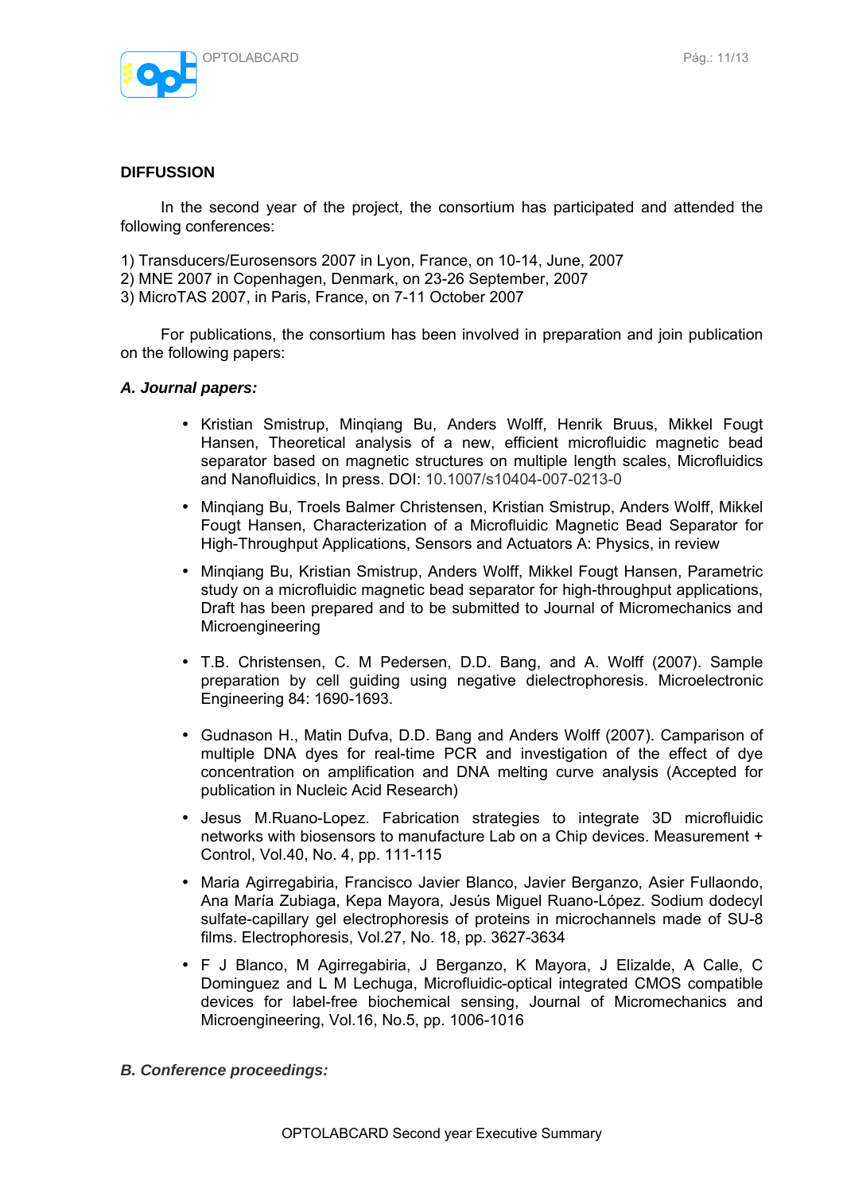## DIFFUSSION

In the second year of the project, the consortium has participated and attended the following conferences:

1) Transducers/Eurosensors 2007 in Lyon, France, on 10-14, June, 2007
2) MNE 2007 in Copenhagen, Denmark, on 23-26 September, 2007
3) MicroTAS 2007, in Paris, France, on 7-11 October 2007

For publications, the consortium has been involved in preparation and join publication on the following papers:

### *A. Journal papers:*

- Kristian Smistrup, Minqiang Bu, Anders Wolff, Henrik Bruus, Mikkel Fougt Hansen, Theoretical analysis of a new, efficient microfluidic magnetic bead separator based on magnetic structures on multiple length scales, Microfluidics and Nanofluidics, In press. DOI: 10.1007/s10404-007-0213-0
- Minqiang Bu, Troels Balmer Christensen, Kristian Smistrup, Anders Wolff, Mikkel Fougt Hansen, Characterization of a Microfluidic Magnetic Bead Separator for High-Throughput Applications, Sensors and Actuators A: Physics, in review
- Minqiang Bu, Kristian Smistrup, Anders Wolff, Mikkel Fougt Hansen, Parametric study on a microfluidic magnetic bead separator for high-throughput applications, Draft has been prepared and to be submitted to Journal of Micromechanics and Microengineering
- T.B. Christensen, C. M Pedersen, D.D. Bang, and A. Wolff (2007). Sample preparation by cell guiding using negative dielectrophoresis. Microelectronic Engineering 84: 1690-1693.
- Gudnason H., Matin Dufva, D.D. Bang and Anders Wolff (2007). Camparison of multiple DNA dyes for real-time PCR and investigation of the effect of dye concentration on amplification and DNA melting curve analysis (Accepted for publication in Nucleic Acid Research)
- Jesus M.Ruano-Lopez. Fabrication strategies to integrate 3D microfluidic networks with biosensors to manufacture Lab on a Chip devices. Measurement + Control, Vol.40, No. 4, pp. 111-115
- Maria Agirregabiria, Francisco Javier Blanco, Javier Berganzo, Asier Fullaondo, Ana María Zubiaga, Kepa Mayora, Jesús Miguel Ruano-López. Sodium dodecyl sulfate-capillary gel electrophoresis of proteins in microchannels made of SU-8 films. Electrophoresis, Vol.27, No. 18, pp. 3627-3634
- F J Blanco, M Agirregabiria, J Berganzo, K Mayora, J Elizalde, A Calle, C Dominguez and L M Lechuga, Microfluidic-optical integrated CMOS compatible devices for label-free biochemical sensing, Journal of Micromechanics and Microengineering, Vol.16, No.5, pp. 1006-1016

### *B. Conference proceedings:*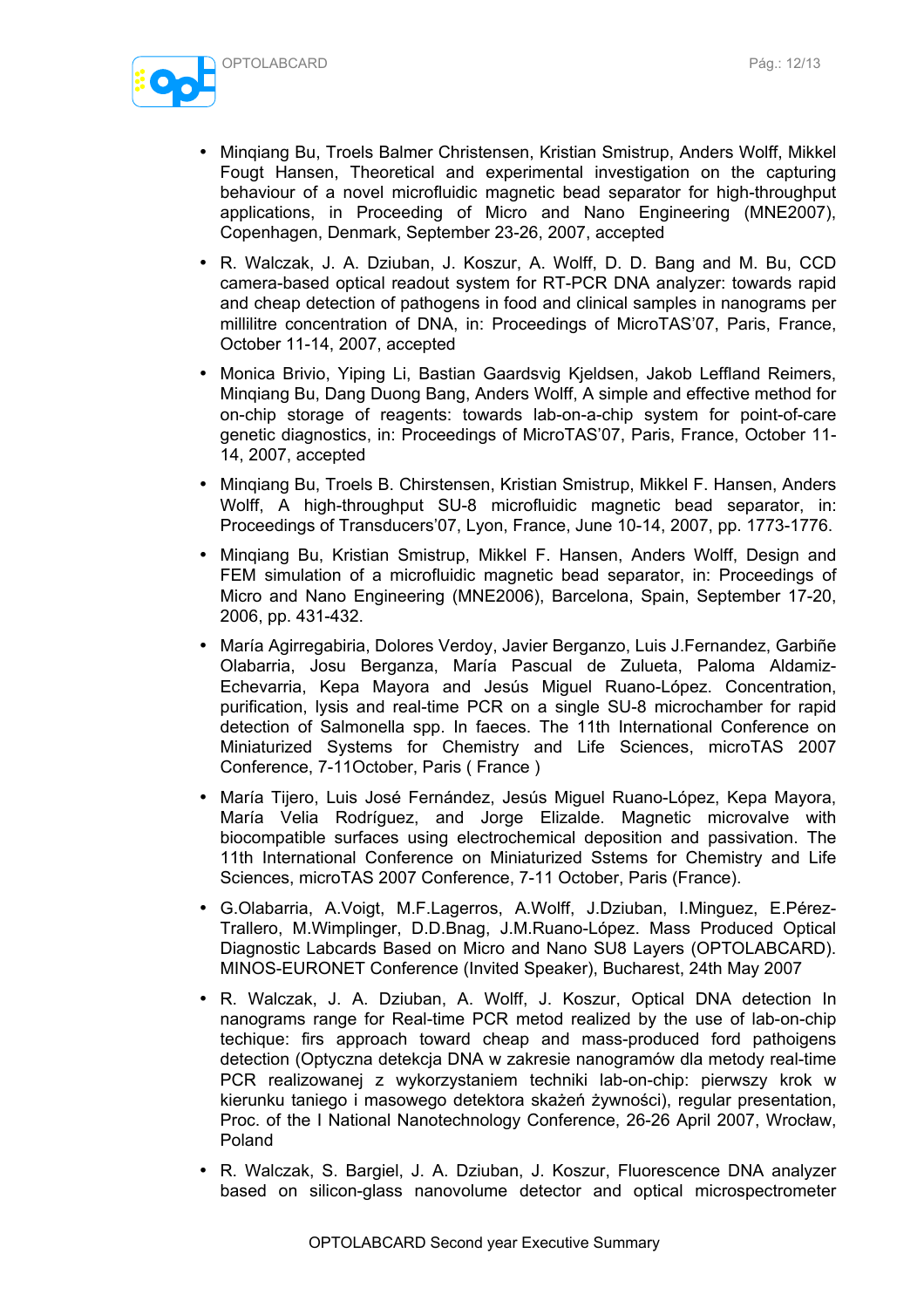- Minqiang Bu, Troels Balmer Christensen, Kristian Smistrup, Anders Wolff, Mikkel Fougt Hansen, Theoretical and experimental investigation on the capturing behaviour of a novel microfluidic magnetic bead separator for high-throughput applications, in Proceeding of Micro and Nano Engineering (MNE2007), Copenhagen, Denmark, September 23-26, 2007, accepted
- R. Walczak, J. A. Dziuban, J. Koszur, A. Wolff, D. D. Bang and M. Bu, CCD camera-based optical readout system for RT-PCR DNA analyzer: towards rapid and cheap detection of pathogens in food and clinical samples in nanograms per millilitre concentration of DNA, in: Proceedings of MicroTAS'07, Paris, France, October 11-14, 2007, accepted
- Monica Brivio, Yiping Li, Bastian Gaardsvig Kjeldsen, Jakob Leffland Reimers, Minqiang Bu, Dang Duong Bang, Anders Wolff, A simple and effective method for on-chip storage of reagents: towards lab-on-a-chip system for point-of-care genetic diagnostics, in: Proceedings of MicroTAS'07, Paris, France, October 11-14, 2007, accepted
- Minqiang Bu, Troels B. Chirstensen, Kristian Smistrup, Mikkel F. Hansen, Anders Wolff, A high-throughput SU-8 microfluidic magnetic bead separator, in: Proceedings of Transducers'07, Lyon, France, June 10-14, 2007, pp. 1773-1776.
- Minqiang Bu, Kristian Smistrup, Mikkel F. Hansen, Anders Wolff, Design and FEM simulation of a microfluidic magnetic bead separator, in: Proceedings of Micro and Nano Engineering (MNE2006), Barcelona, Spain, September 17-20, 2006, pp. 431-432.
- María Agirregabiria, Dolores Verdoy, Javier Berganzo, Luis J.Fernandez, Garbiñe Olabarria, Josu Berganza, María Pascual de Zulueta, Paloma Aldamiz-Echevarria, Kepa Mayora and Jesús Miguel Ruano-López. Concentration, purification, lysis and real-time PCR on a single SU-8 microchamber for rapid detection of Salmonella spp. In faeces. The 11th International Conference on Miniaturized Systems for Chemistry and Life Sciences, microTAS 2007 Conference, 7-11October, Paris ( France )
- María Tijero, Luis José Fernández, Jesús Miguel Ruano-López, Kepa Mayora, María Velia Rodríguez, and Jorge Elizalde. Magnetic microvalve with biocompatible surfaces using electrochemical deposition and passivation. The 11th International Conference on Miniaturized Sstems for Chemistry and Life Sciences, microTAS 2007 Conference, 7-11 October, Paris (France).
- G.Olabarria, A.Voigt, M.F.Lagerros, A.Wolff, J.Dziuban, I.Minguez, E.Pérez-Trallero, M.Wimplinger, D.D.Bnag, J.M.Ruano-López. Mass Produced Optical Diagnostic Labcards Based on Micro and Nano SU8 Layers (OPTOLABCARD). MINOS-EURONET Conference (Invited Speaker), Bucharest, 24th May 2007
- R. Walczak, J. A. Dziuban, A. Wolff, J. Koszur, Optical DNA detection In nanograms range for Real-time PCR metod realized by the use of lab-on-chip techique: firs approach toward cheap and mass-produced ford pathogens detection (Optyczna detekcja DNA w zakresie nanogramów dla metody real-time PCR realizowanej z wykorzystaniem techniki lab-on-chip: pierwszy krok w kierunku taniego i masowego detektora skażeń żywności), regular presentation, Proc. of the I National Nanotechnology Conference, 26-26 April 2007, Wrocław, Poland
- R. Walczak, S. Bargiel, J. A. Dziuban, J. Koszur, Fluorescence DNA analyzer based on silicon-glass nanovolume detector and optical microspectrometer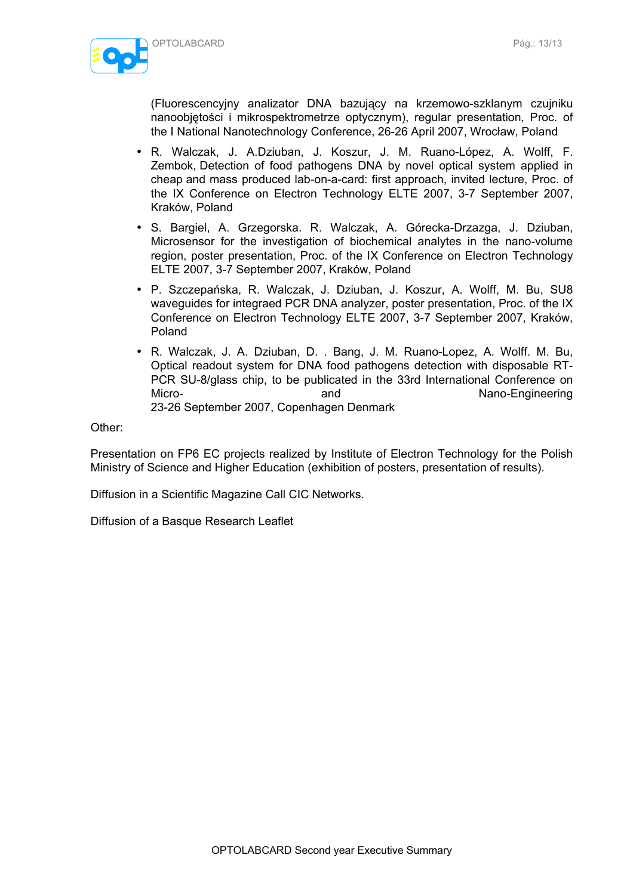(Fluorescencyjny analizator DNA bazujący na krzemowo-szklanym czujniku nanoobjętości i mikrospektrometrze optycznym), regular presentation, Proc. of the I National Nanotechnology Conference, 26-26 April 2007, Wrocław, Poland

- R. Walczak, J. A.Dziuban, J. Koszur, J. M. Ruano-López, A. Wolff, F. Zembok, Detection of food pathogens DNA by novel optical system applied in cheap and mass produced lab-on-a-card: first approach, invited lecture, Proc. of the IX Conference on Electron Technology ELTE 2007, 3-7 September 2007, Kraków, Poland
- S. Bargiel, A. Grzegorska. R. Walczak, A. Górecka-Drzazga, J. Dziuban, Microsensor for the investigation of biochemical analytes in the nano-volume region, poster presentation, Proc. of the IX Conference on Electron Technology ELTE 2007, 3-7 September 2007, Kraków, Poland
- P. Szczepańska, R. Walczak, J. Dziuban, J. Koszur, A. Wolff, M. Bu, SU8 waveguides for integraed PCR DNA analyzer, poster presentation, Proc. of the IX Conference on Electron Technology ELTE 2007, 3-7 September 2007, Kraków, Poland
- R. Walczak, J. A. Dziuban, D. . Bang, J. M. Ruano-Lopez, A. Wolff. M. Bu, Optical readout system for DNA food pathogens detection with disposable RT-PCR SU-8/glass chip, to be publicated in the 33rd International Conference on Micro- and Nano-Engineering 23-26 September 2007, Copenhagen Denmark

Other:

Presentation on FP6 EC projects realized by Institute of Electron Technology for the Polish Ministry of Science and Higher Education (exhibition of posters, presentation of results).

Diffusion in a Scientific Magazine Call CIC Networks.

Diffusion of a Basque Research Leaflet